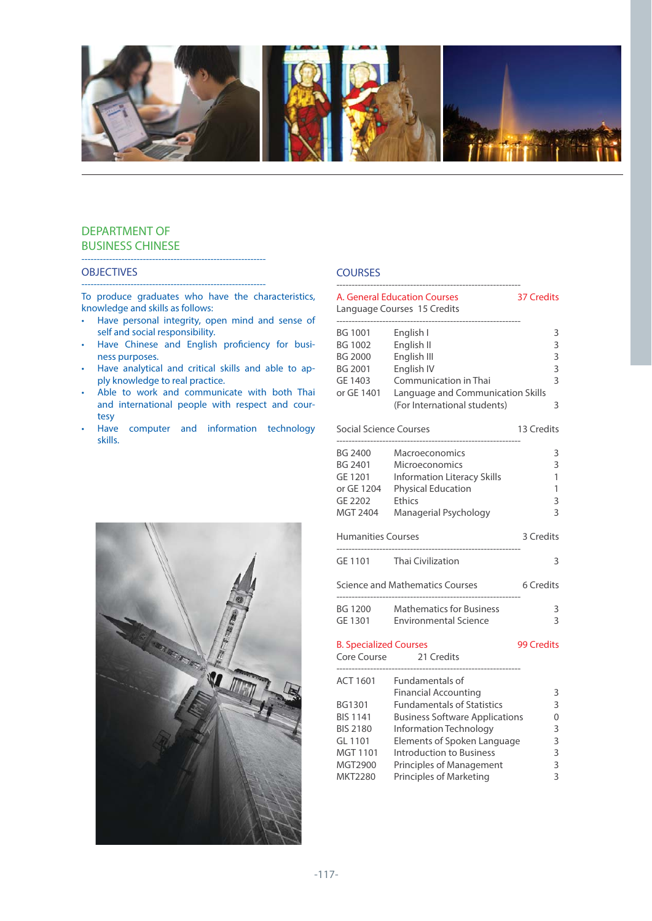## DEPARTMENT OF BUSINESS CHINESE

### OBJECTIVES

To produce graduates who have the characteristics, knowledge and skills as follows:

- Have personal integrity, open mind and sense of self and social responsibility.
- Have Chinese and English proficiency for business purposes.
- Have analytical and critical skills and able to apply knowledge to real practice.
- Able to work and communicate with both Thai and international people with respect and courtesy
- Have computer and information technology skills.

### COURSES

**A. General Education Courses — 37 Credits**

Language Courses 15 Credits

| | | |
|---|---|---|
| BG 1001 | English I | 3 |
| BG 1002 | English II | 3 |
| BG 2000 | English III | 3 |
| BG 2001 | English IV | 3 |
| GE 1403 | Communication in Thai | 3 |
| or GE 1401 | Language and Communication Skills (For International students) | 3 |

Social Science Courses 13 Credits

| | | |
|---|---|---|
| BG 2400 | Macroeconomics | 3 |
| BG 2401 | Microeconomics | 3 |
| GE 1201 | Information Literacy Skills | 1 |
| or GE 1204 | Physical Education | 1 |
| GE 2202 | Ethics | 3 |
| MGT 2404 | Managerial Psychology | 3 |

Humanities Courses 3 Credits

| | | |
|---|---|---|
| GE 1101 | Thai Civilization | 3 |

Science and Mathematics Courses 6 Credits

| | | |
|---|---|---|
| BG 1200 | Mathematics for Business | 3 |
| GE 1301 | Environmental Science | 3 |

**B. Specialized Courses — 99 Credits**

Core Course 21 Credits

| | | |
|---|---|---|
| ACT 1601 | Fundamentals of Financial Accounting | 3 |
| BG1301 | Fundamentals of Statistics | 3 |
| BIS 1141 | Business Software Applications | 0 |
| BIS 2180 | Information Technology | 3 |
| GL 1101 | Elements of Spoken Language | 3 |
| MGT 1101 | Introduction to Business | 3 |
| MGT2900 | Principles of Management | 3 |
| MKT2280 | Principles of Marketing | 3 |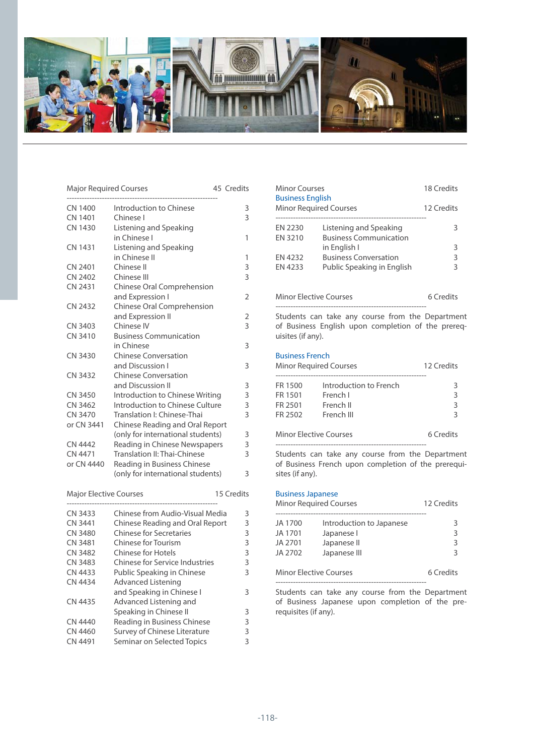**Major Required Courses** 45 Credits

| Code | Course | Credits |
|---|---|---|
| CN 1400 | Introduction to Chinese | 3 |
| CN 1401 | Chinese I | 3 |
| CN 1430 | Listening and Speaking in Chinese I | 1 |
| CN 1431 | Listening and Speaking in Chinese II | 1 |
| CN 2401 | Chinese II | 3 |
| CN 2402 | Chinese III | 3 |
| CN 2431 | Chinese Oral Comprehension and Expression I | 2 |
| CN 2432 | Chinese Oral Comprehension and Expression II | 2 |
| CN 3403 | Chinese IV | 3 |
| CN 3410 | Business Communication in Chinese | 3 |
| CN 3430 | Chinese Conversation and Discussion I | 3 |
| CN 3432 | Chinese Conversation and Discussion II | 3 |
| CN 3450 | Introduction to Chinese Writing | 3 |
| CN 3462 | Introduction to Chinese Culture | 3 |
| CN 3470 | Translation I: Chinese-Thai | 3 |
| or CN 3441 | Chinese Reading and Oral Report (only for international students) | 3 |
| CN 4442 | Reading in Chinese Newspapers | 3 |
| CN 4471 | Translation II: Thai-Chinese | 3 |
| or CN 4440 | Reading in Business Chinese (only for international students) | 3 |

**Major Elective Courses** 15 Credits

| Code | Course | Credits |
|---|---|---|
| CN 3433 | Chinese from Audio-Visual Media | 3 |
| CN 3441 | Chinese Reading and Oral Report | 3 |
| CN 3480 | Chinese for Secretaries | 3 |
| CN 3481 | Chinese for Tourism | 3 |
| CN 3482 | Chinese for Hotels | 3 |
| CN 3483 | Chinese for Service Industries | 3 |
| CN 4433 | Public Speaking in Chinese | 3 |
| CN 4434 | Advanced Listening and Speaking in Chinese I | 3 |
| CN 4435 | Advanced Listening and Speaking in Chinese II | 3 |
| CN 4440 | Reading in Business Chinese | 3 |
| CN 4460 | Survey of Chinese Literature | 3 |
| CN 4491 | Seminar on Selected Topics | 3 |

**Minor Courses** 18 Credits

**Business English**

Minor Required Courses 12 Credits

| Code | Course | Credits |
|---|---|---|
| EN 2230 | Listening and Speaking | 3 |
| EN 3210 | Business Communication in English I | 3 |
| EN 4232 | Business Conversation | 3 |
| EN 4233 | Public Speaking in English | 3 |

Minor Elective Courses 6 Credits

Students can take any course from the Department of Business English upon completion of the prerequisites (if any).

**Business French**

Minor Required Courses 12 Credits

| Code | Course | Credits |
|---|---|---|
| FR 1500 | Introduction to French | 3 |
| FR 1501 | French I | 3 |
| FR 2501 | French II | 3 |
| FR 2502 | French III | 3 |

Minor Elective Courses 6 Credits

Students can take any course from the Department of Business French upon completion of the prerequisites (if any).

**Business Japanese**

Minor Required Courses 12 Credits

| Code | Course | Credits |
|---|---|---|
| JA 1700 | Introduction to Japanese | 3 |
| JA 1701 | Japanese I | 3 |
| JA 2701 | Japanese II | 3 |
| JA 2702 | Japanese III | 3 |

Minor Elective Courses 6 Credits

Students can take any course from the Department of Business Japanese upon completion of the prerequisites (if any).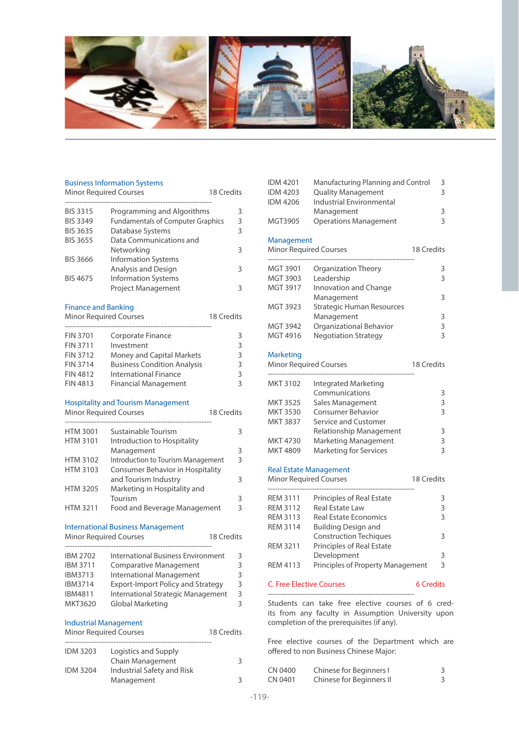### Business Information Systems

Minor Required Courses — 18 Credits

| Code | Course | Credits |
|---|---|---|
| BIS 3315 | Programming and Algorithms | 3 |
| BIS 3349 | Fundamentals of Computer Graphics | 3 |
| BIS 3635 | Database Systems | 3 |
| BIS 3655 | Data Communications and Networking | 3 |
| BIS 3666 | Information Systems Analysis and Design | 3 |
| BIS 4675 | Information Systems Project Management | 3 |

### Finance and Banking

Minor Required Courses — 18 Credits

| Code | Course | Credits |
|---|---|---|
| FIN 3701 | Corporate Finance | 3 |
| FIN 3711 | Investment | 3 |
| FIN 3712 | Money and Capital Markets | 3 |
| FIN 3714 | Business Condition Analysis | 3 |
| FIN 4812 | International Finance | 3 |
| FIN 4813 | Financial Management | 3 |

### Hospitality and Tourism Management

Minor Required Courses — 18 Credits

| Code | Course | Credits |
|---|---|---|
| HTM 3001 | Sustainable Tourism | 3 |
| HTM 3101 | Introduction to Hospitality Management | 3 |
| HTM 3102 | Introduction to Tourism Management | 3 |
| HTM 3103 | Consumer Behavior in Hospitality and Tourism Industry | 3 |
| HTM 3205 | Marketing in Hospitality and Tourism | 3 |
| HTM 3211 | Food and Beverage Management | 3 |

### International Business Management

Minor Required Courses — 18 Credits

| Code | Course | Credits |
|---|---|---|
| IBM 2702 | International Business Environment | 3 |
| IBM 3711 | Comparative Management | 3 |
| IBM3713 | International Management | 3 |
| IBM3714 | Export-Import Policy and Strategy | 3 |
| IBM4811 | International Strategic Management | 3 |
| MKT3620 | Global Marketing | 3 |

### Industrial Management

Minor Required Courses — 18 Credits

| Code | Course | Credits |
|---|---|---|
| IDM 3203 | Logistics and Supply Chain Management | 3 |
| IDM 3204 | Industrial Safety and Risk Management | 3 |
| IDM 4201 | Manufacturing Planning and Control | 3 |
| IDM 4203 | Quality Management | 3 |
| IDM 4206 | Industrial Environmental Management | 3 |
| MGT3905 | Operations Management | 3 |

### Management

Minor Required Courses — 18 Credits

| Code | Course | Credits |
|---|---|---|
| MGT 3901 | Organization Theory | 3 |
| MGT 3903 | Leadership | 3 |
| MGT 3917 | Innovation and Change Management | 3 |
| MGT 3923 | Strategic Human Resources Management | 3 |
| MGT 3942 | Organizational Behavior | 3 |
| MGT 4916 | Negotiation Strategy | 3 |

### Marketing

Minor Required Courses — 18 Credits

| Code | Course | Credits |
|---|---|---|
| MKT 3102 | Integrated Marketing Communications | 3 |
| MKT 3525 | Sales Management | 3 |
| MKT 3530 | Consumer Behavior | 3 |
| MKT 3837 | Service and Customer Relationship Management | 3 |
| MKT 4730 | Marketing Management | 3 |
| MKT 4809 | Marketing for Services | 3 |

### Real Estate Management

Minor Required Courses — 18 Credits

| Code | Course | Credits |
|---|---|---|
| REM 3111 | Principles of Real Estate | 3 |
| REM 3112 | Real Estate Law | 3 |
| REM 3113 | Real Estate Economics | 3 |
| REM 3114 | Building Design and Construction Techiques | 3 |
| REM 3211 | Principles of Real Estate Development | 3 |
| REM 4113 | Principles of Property Management | 3 |

## C. Free Elective Courses — 6 Credits

Students can take free elective courses of 6 credits from any faculty in Assumption University upon completion of the prerequisites (if any).

Free elective courses of the Department which are offered to non Business Chinese Major:

| Code | Course | Credits |
|---|---|---|
| CN 0400 | Chinese for Beginners I | 3 |
| CN 0401 | Chinese for Beginners II | 3 |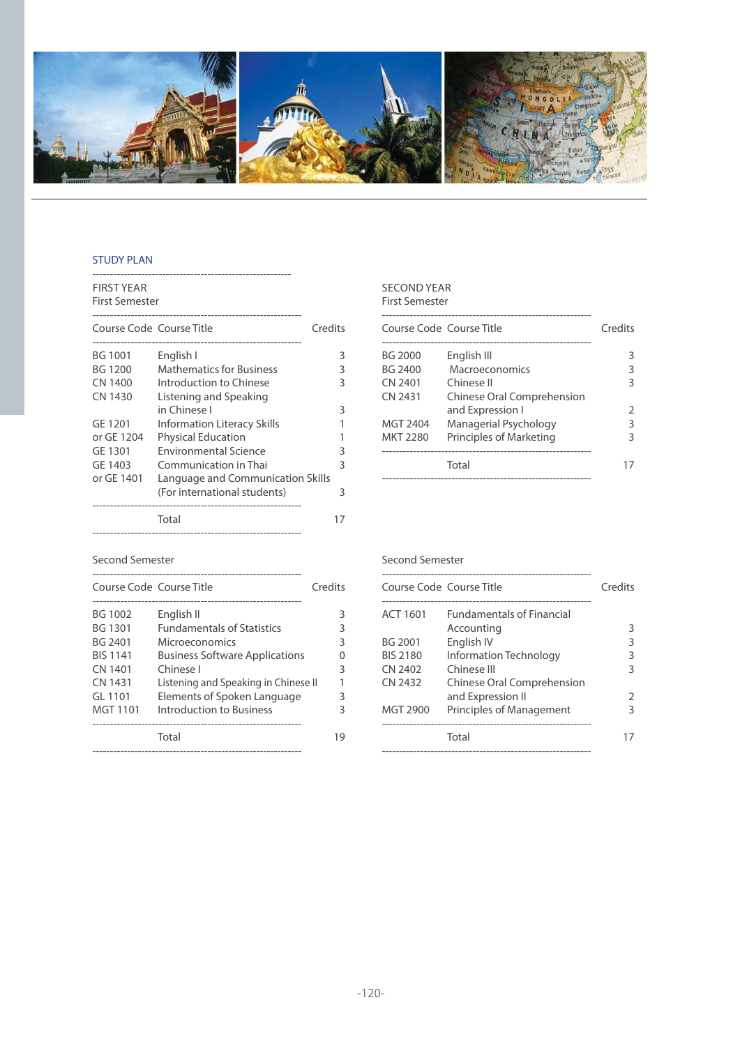## STUDY PLAN

### FIRST YEAR

#### First Semester

| Course Code | Course Title | Credits |
|---|---|---|
| BG 1001 | English I | 3 |
| BG 1200 | Mathematics for Business | 3 |
| CN 1400 | Introduction to Chinese | 3 |
| CN 1430 | Listening and Speaking in Chinese I | 3 |
| GE 1201 or GE 1204 | Information Literacy Skills / Physical Education | 1 / 1 |
| GE 1301 | Environmental Science | 3 |
| GE 1403 or GE 1401 | Communication in Thai / Language and Communication Skills (For international students) | 3 / 3 |
| | Total | 17 |

#### Second Semester

| Course Code | Course Title | Credits |
|---|---|---|
| BG 1002 | English II | 3 |
| BG 1301 | Fundamentals of Statistics | 3 |
| BG 2401 | Microeconomics | 3 |
| BIS 1141 | Business Software Applications | 0 |
| CN 1401 | Chinese I | 3 |
| CN 1431 | Listening and Speaking in Chinese II | 1 |
| GL 1101 | Elements of Spoken Language | 3 |
| MGT 1101 | Introduction to Business | 3 |
| | Total | 19 |

### SECOND YEAR

#### First Semester

| Course Code | Course Title | Credits |
|---|---|---|
| BG 2000 | English III | 3 |
| BG 2400 | Macroeconomics | 3 |
| CN 2401 | Chinese II | 3 |
| CN 2431 | Chinese Oral Comprehension and Expression I | 2 |
| MGT 2404 | Managerial Psychology | 3 |
| MKT 2280 | Principles of Marketing | 3 |
| | Total | 17 |

#### Second Semester

| Course Code | Course Title | Credits |
|---|---|---|
| ACT 1601 | Fundamentals of Financial Accounting | 3 |
| BG 2001 | English IV | 3 |
| BIS 2180 | Information Technology | 3 |
| CN 2402 | Chinese III | 3 |
| CN 2432 | Chinese Oral Comprehension and Expression II | 2 |
| MGT 2900 | Principles of Management | 3 |
| | Total | 17 |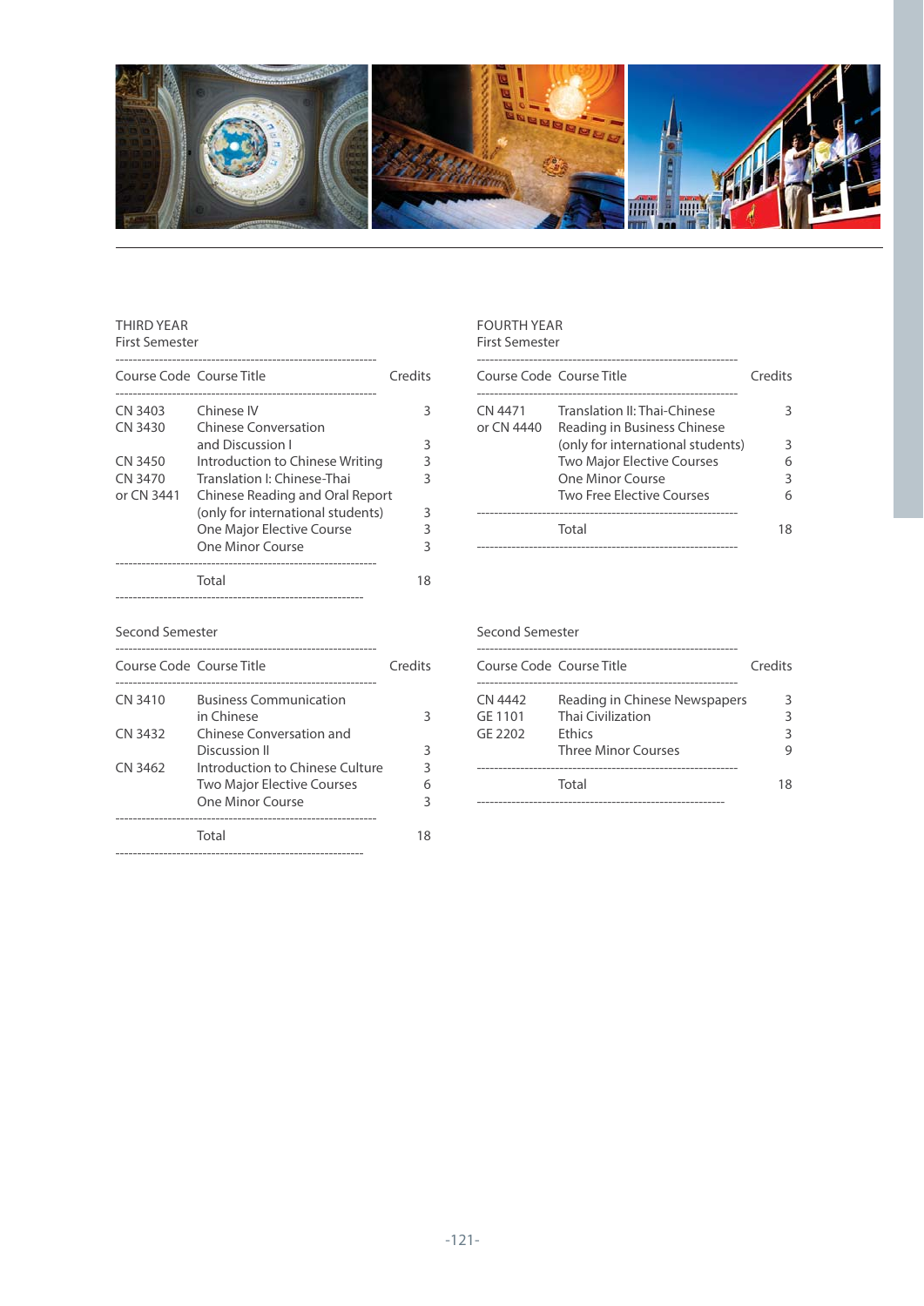## THIRD YEAR

### First Semester

| Course Code | Course Title | Credits |
|---|---|---|
| CN 3403 | Chinese IV | 3 |
| CN 3430 | Chinese Conversation and Discussion I | 3 |
| CN 3450 | Introduction to Chinese Writing | 3 |
| CN 3470 | Translation I: Chinese-Thai | 3 |
| or CN 3441 | Chinese Reading and Oral Report (only for international students) | 3 |
| | One Major Elective Course | 3 |
| | One Minor Course | 3 |
| | Total | 18 |

### Second Semester

| Course Code | Course Title | Credits |
|---|---|---|
| CN 3410 | Business Communication in Chinese | 3 |
| CN 3432 | Chinese Conversation and Discussion II | 3 |
| CN 3462 | Introduction to Chinese Culture | 3 |
| | Two Major Elective Courses | 6 |
| | One Minor Course | 3 |
| | Total | 18 |

## FOURTH YEAR

### First Semester

| Course Code | Course Title | Credits |
|---|---|---|
| CN 4471 | Translation II: Thai-Chinese | 3 |
| or CN 4440 | Reading in Business Chinese (only for international students) | 3 |
| | Two Major Elective Courses | 6 |
| | One Minor Course | 3 |
| | Two Free Elective Courses | 6 |
| | Total | 18 |

### Second Semester

| Course Code | Course Title | Credits |
|---|---|---|
| CN 4442 | Reading in Chinese Newspapers | 3 |
| GE 1101 | Thai Civilization | 3 |
| GE 2202 | Ethics | 3 |
| | Three Minor Courses | 9 |
| | Total | 18 |